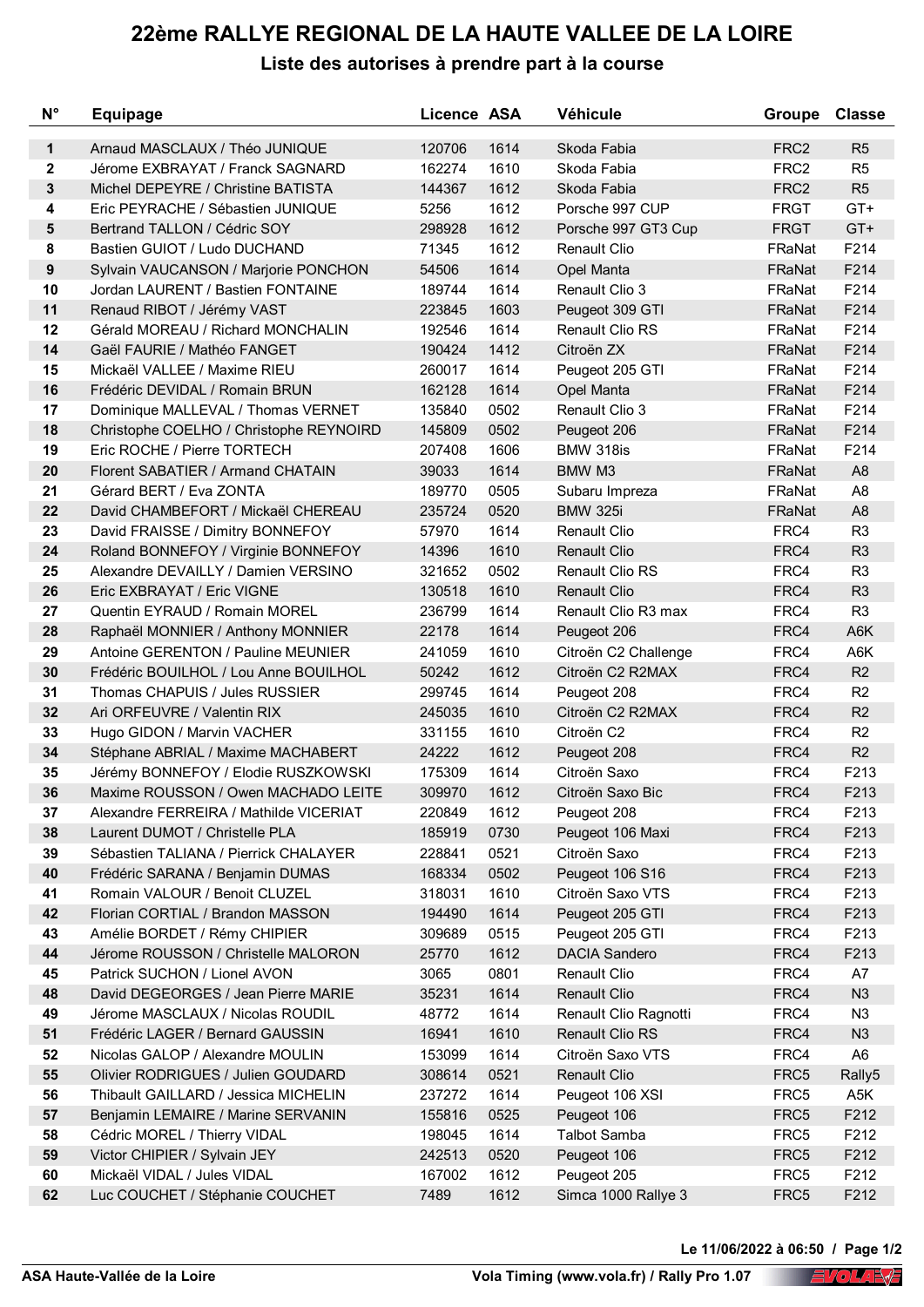# 22ème RALLYE REGIONAL DE LA HAUTE VALLEE DE LA LOIRE

## Liste des autorises à prendre part à la course

| N° | Equipage | Licence | ASA | Véhicule | Groupe | Classe |
|---|---|---|---|---|---|---|
| 1 | Arnaud MASCLAUX / Théo JUNIQUE | 120706 | 1614 | Skoda Fabia | FRC2 | R5 |
| 2 | Jérome EXBRAYAT / Franck SAGNARD | 162274 | 1610 | Skoda Fabia | FRC2 | R5 |
| 3 | Michel DEPEYRE / Christine BATISTA | 144367 | 1612 | Skoda Fabia | FRC2 | R5 |
| 4 | Eric PEYRACHE / Sébastien JUNIQUE | 5256 | 1612 | Porsche 997 CUP | FRGT | GT+ |
| 5 | Bertrand TALLON / Cédric SOY | 298928 | 1612 | Porsche 997 GT3 Cup | FRGT | GT+ |
| 8 | Bastien GUIOT / Ludo DUCHAND | 71345 | 1612 | Renault Clio | FRaNat | F214 |
| 9 | Sylvain VAUCANSON / Marjorie PONCHON | 54506 | 1614 | Opel Manta | FRaNat | F214 |
| 10 | Jordan LAURENT / Bastien FONTAINE | 189744 | 1614 | Renault Clio 3 | FRaNat | F214 |
| 11 | Renaud RIBOT / Jérémy VAST | 223845 | 1603 | Peugeot 309 GTI | FRaNat | F214 |
| 12 | Gérald MOREAU / Richard MONCHALIN | 192546 | 1614 | Renault Clio RS | FRaNat | F214 |
| 14 | Gaël FAURIE / Mathéo FANGET | 190424 | 1412 | Citroën ZX | FRaNat | F214 |
| 15 | Mickaël VALLEE / Maxime RIEU | 260017 | 1614 | Peugeot 205 GTI | FRaNat | F214 |
| 16 | Frédéric DEVIDAL / Romain BRUN | 162128 | 1614 | Opel Manta | FRaNat | F214 |
| 17 | Dominique MALLEVAL / Thomas VERNET | 135840 | 0502 | Renault Clio 3 | FRaNat | F214 |
| 18 | Christophe COELHO / Christophe REYNOIRD | 145809 | 0502 | Peugeot 206 | FRaNat | F214 |
| 19 | Eric ROCHE / Pierre TORTECH | 207408 | 1606 | BMW 318is | FRaNat | F214 |
| 20 | Florent SABATIER / Armand CHATAIN | 39033 | 1614 | BMW M3 | FRaNat | A8 |
| 21 | Gérard BERT / Eva ZONTA | 189770 | 0505 | Subaru Impreza | FRaNat | A8 |
| 22 | David CHAMBEFORT / Mickaël CHEREAU | 235724 | 0520 | BMW 325i | FRaNat | A8 |
| 23 | David FRAISSE / Dimitry BONNEFOY | 57970 | 1614 | Renault Clio | FRC4 | R3 |
| 24 | Roland BONNEFOY / Virginie BONNEFOY | 14396 | 1610 | Renault Clio | FRC4 | R3 |
| 25 | Alexandre DEVAILLY / Damien VERSINO | 321652 | 0502 | Renault Clio RS | FRC4 | R3 |
| 26 | Eric EXBRAYAT / Eric VIGNE | 130518 | 1610 | Renault Clio | FRC4 | R3 |
| 27 | Quentin EYRAUD / Romain MOREL | 236799 | 1614 | Renault Clio R3 max | FRC4 | R3 |
| 28 | Raphaël MONNIER / Anthony MONNIER | 22178 | 1614 | Peugeot 206 | FRC4 | A6K |
| 29 | Antoine GERENTON / Pauline MEUNIER | 241059 | 1610 | Citroën C2 Challenge | FRC4 | A6K |
| 30 | Frédéric BOUILHOL / Lou Anne BOUILHOL | 50242 | 1612 | Citroën C2 R2MAX | FRC4 | R2 |
| 31 | Thomas CHAPUIS / Jules RUSSIER | 299745 | 1614 | Peugeot 208 | FRC4 | R2 |
| 32 | Ari ORFEUVRE / Valentin RIX | 245035 | 1610 | Citroën C2 R2MAX | FRC4 | R2 |
| 33 | Hugo GIDON / Marvin VACHER | 331155 | 1610 | Citroën C2 | FRC4 | R2 |
| 34 | Stéphane ABRIAL / Maxime MACHABERT | 24222 | 1612 | Peugeot 208 | FRC4 | R2 |
| 35 | Jérémy BONNEFOY / Elodie RUSZKOWSKI | 175309 | 1614 | Citroën Saxo | FRC4 | F213 |
| 36 | Maxime ROUSSON / Owen MACHADO LEITE | 309970 | 1612 | Citroën Saxo Bic | FRC4 | F213 |
| 37 | Alexandre FERREIRA / Mathilde VICERIAT | 220849 | 1612 | Peugeot 208 | FRC4 | F213 |
| 38 | Laurent DUMOT / Christelle PLA | 185919 | 0730 | Peugeot 106 Maxi | FRC4 | F213 |
| 39 | Sébastien TALIANA / Pierrick CHALAYER | 228841 | 0521 | Citroën Saxo | FRC4 | F213 |
| 40 | Frédéric SARANA / Benjamin DUMAS | 168334 | 0502 | Peugeot 106 S16 | FRC4 | F213 |
| 41 | Romain VALOUR / Benoit CLUZEL | 318031 | 1610 | Citroën Saxo VTS | FRC4 | F213 |
| 42 | Florian CORTIAL / Brandon MASSON | 194490 | 1614 | Peugeot 205 GTI | FRC4 | F213 |
| 43 | Amélie BORDET / Rémy CHIPIER | 309689 | 0515 | Peugeot 205 GTI | FRC4 | F213 |
| 44 | Jérome ROUSSON / Christelle MALORON | 25770 | 1612 | DACIA Sandero | FRC4 | F213 |
| 45 | Patrick SUCHON / Lionel AVON | 3065 | 0801 | Renault Clio | FRC4 | A7 |
| 48 | David DEGEORGES / Jean Pierre MARIE | 35231 | 1614 | Renault Clio | FRC4 | N3 |
| 49 | Jérome MASCLAUX / Nicolas ROUDIL | 48772 | 1614 | Renault Clio Ragnotti | FRC4 | N3 |
| 51 | Frédéric LAGER / Bernard GAUSSIN | 16941 | 1610 | Renault Clio RS | FRC4 | N3 |
| 52 | Nicolas GALOP / Alexandre MOULIN | 153099 | 1614 | Citroën Saxo VTS | FRC4 | A6 |
| 55 | Olivier RODRIGUES / Julien GOUDARD | 308614 | 0521 | Renault Clio | FRC5 | Rally5 |
| 56 | Thibault GAILLARD / Jessica MICHELIN | 237272 | 1614 | Peugeot 106 XSI | FRC5 | A5K |
| 57 | Benjamin LEMAIRE / Marine SERVANIN | 155816 | 0525 | Peugeot 106 | FRC5 | F212 |
| 58 | Cédric MOREL / Thierry VIDAL | 198045 | 1614 | Talbot Samba | FRC5 | F212 |
| 59 | Victor CHIPIER / Sylvain JEY | 242513 | 0520 | Peugeot 106 | FRC5 | F212 |
| 60 | Mickaël VIDAL / Jules VIDAL | 167002 | 1612 | Peugeot 205 | FRC5 | F212 |
| 62 | Luc COUCHET / Stéphanie COUCHET | 7489 | 1612 | Simca 1000 Rallye 3 | FRC5 | F212 |

Le 11/06/2022 à 06:50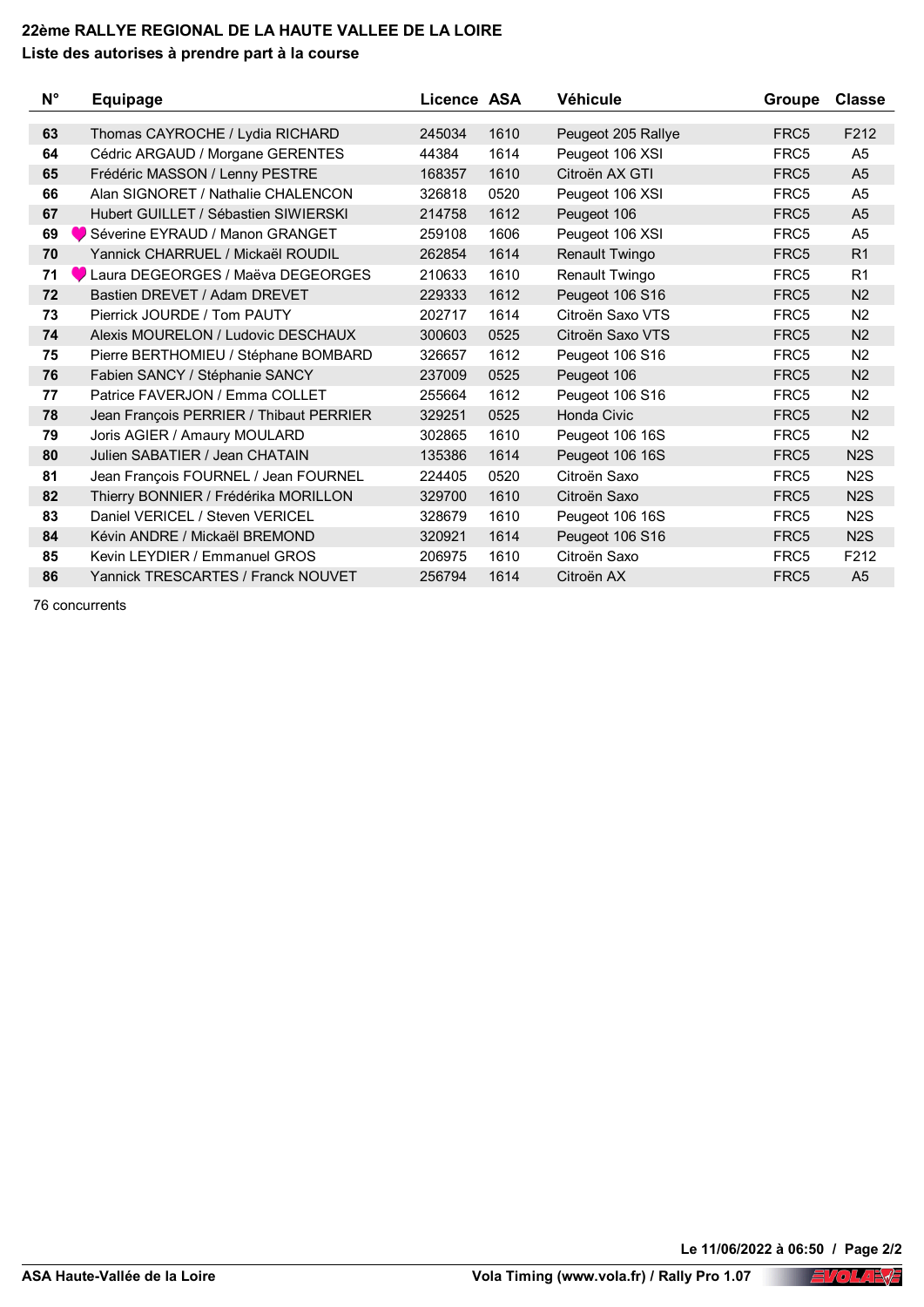**22ème RALLYE REGIONAL DE LA HAUTE VALLEE DE LA LOIRE**

**Liste des autorises à prendre part à la course**

| N° | Equipage | Licence | ASA | Véhicule | Groupe | Classe |
|---|---|---|---|---|---|---|
| 63 | Thomas CAYROCHE / Lydia RICHARD | 245034 | 1610 | Peugeot 205 Rallye | FRC5 | F212 |
| 64 | Cédric ARGAUD / Morgane GERENTES | 44384 | 1614 | Peugeot 106 XSI | FRC5 | A5 |
| 65 | Frédéric MASSON / Lenny PESTRE | 168357 | 1610 | Citroën AX GTI | FRC5 | A5 |
| 66 | Alan SIGNORET / Nathalie CHALENCON | 326818 | 0520 | Peugeot 106 XSI | FRC5 | A5 |
| 67 | Hubert GUILLET / Sébastien SIWIERSKI | 214758 | 1612 | Peugeot 106 | FRC5 | A5 |
| 69 | Séverine EYRAUD / Manon GRANGET | 259108 | 1606 | Peugeot 106 XSI | FRC5 | A5 |
| 70 | Yannick CHARRUEL / Mickaël ROUDIL | 262854 | 1614 | Renault Twingo | FRC5 | R1 |
| 71 | Laura DEGEORGES / Maëva DEGEORGES | 210633 | 1610 | Renault Twingo | FRC5 | R1 |
| 72 | Bastien DREVET / Adam DREVET | 229333 | 1612 | Peugeot 106 S16 | FRC5 | N2 |
| 73 | Pierrick JOURDE / Tom PAUTY | 202717 | 1614 | Citroën Saxo VTS | FRC5 | N2 |
| 74 | Alexis MOURELON / Ludovic DESCHAUX | 300603 | 0525 | Citroën Saxo VTS | FRC5 | N2 |
| 75 | Pierre BERTHOMIEU / Stéphane BOMBARD | 326657 | 1612 | Peugeot 106 S16 | FRC5 | N2 |
| 76 | Fabien SANCY / Stéphanie SANCY | 237009 | 0525 | Peugeot 106 | FRC5 | N2 |
| 77 | Patrice FAVERJON / Emma COLLET | 255664 | 1612 | Peugeot 106 S16 | FRC5 | N2 |
| 78 | Jean François PERRIER / Thibaut PERRIER | 329251 | 0525 | Honda Civic | FRC5 | N2 |
| 79 | Joris AGIER / Amaury MOULARD | 302865 | 1610 | Peugeot 106 16S | FRC5 | N2 |
| 80 | Julien SABATIER / Jean CHATAIN | 135386 | 1614 | Peugeot 106 16S | FRC5 | N2S |
| 81 | Jean François FOURNEL / Jean FOURNEL | 224405 | 0520 | Citroën Saxo | FRC5 | N2S |
| 82 | Thierry BONNIER / Frédérika MORILLON | 329700 | 1610 | Citroën Saxo | FRC5 | N2S |
| 83 | Daniel VERICEL / Steven VERICEL | 328679 | 1610 | Peugeot 106 16S | FRC5 | N2S |
| 84 | Kévin ANDRE / Mickaël BREMOND | 320921 | 1614 | Peugeot 106 S16 | FRC5 | N2S |
| 85 | Kevin LEYDIER / Emmanuel GROS | 206975 | 1610 | Citroën Saxo | FRC5 | F212 |
| 86 | Yannick TRESCARTES / Franck NOUVET | 256794 | 1614 | Citroën AX | FRC5 | A5 |

76 concurrents

Le 11/06/2022 à 06:50

ASA Haute-Vallée de la Loire

Vola Timing (www.vola.fr) / Rally Pro 1.07